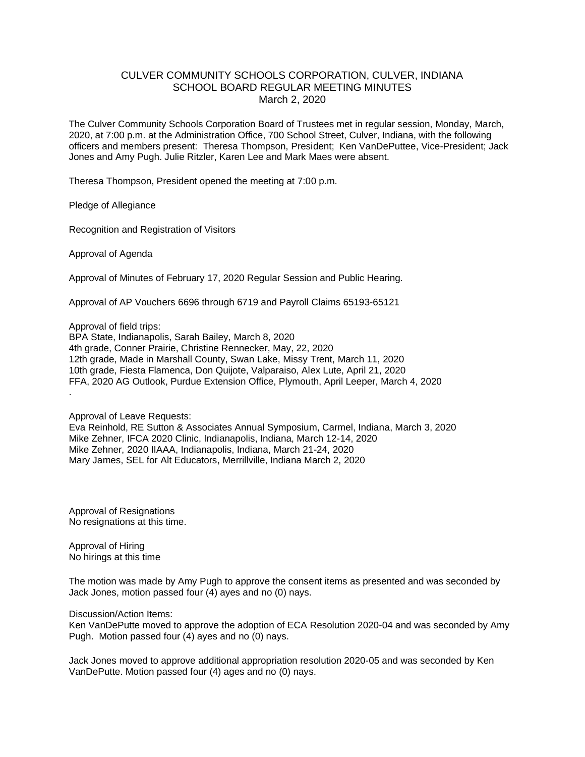# CULVER COMMUNITY SCHOOLS CORPORATION, CULVER, INDIANA
## SCHOOL BOARD REGULAR MEETING MINUTES
### March 2, 2020

The Culver Community Schools Corporation Board of Trustees met in regular session, Monday, March, 2020, at 7:00 p.m. at the Administration Office, 700 School Street, Culver, Indiana, with the following officers and members present: Theresa Thompson, President; Ken VanDePuttee, Vice-President; Jack Jones and Amy Pugh. Julie Ritzler, Karen Lee and Mark Maes were absent.

Theresa Thompson, President opened the meeting at 7:00 p.m.

Pledge of Allegiance

Recognition and Registration of Visitors

Approval of Agenda

Approval of Minutes of February 17, 2020 Regular Session and Public Hearing.

Approval of AP Vouchers 6696 through 6719 and Payroll Claims 65193-65121

Approval of field trips:
BPA State, Indianapolis, Sarah Bailey, March 8, 2020
4th grade, Conner Prairie, Christine Rennecker, May, 22, 2020
12th grade, Made in Marshall County, Swan Lake, Missy Trent, March 11, 2020
10th grade, Fiesta Flamenca, Don Quijote, Valparaiso, Alex Lute, April 21, 2020
FFA, 2020 AG Outlook, Purdue Extension Office, Plymouth, April Leeper, March 4, 2020
.

Approval of Leave Requests:
Eva Reinhold, RE Sutton & Associates Annual Symposium, Carmel, Indiana, March 3, 2020
Mike Zehner, IFCA 2020 Clinic, Indianapolis, Indiana, March 12-14, 2020
Mike Zehner, 2020 IIAAA, Indianapolis, Indiana, March 21-24, 2020
Mary James, SEL for Alt Educators, Merrillville, Indiana March 2, 2020

Approval of Resignations
No resignations at this time.

Approval of Hiring
No hirings at this time

The motion was made by Amy Pugh to approve the consent items as presented and was seconded by Jack Jones, motion passed four (4) ayes and no (0) nays.

Discussion/Action Items:
Ken VanDePutte moved to approve the adoption of ECA Resolution 2020-04 and was seconded by Amy Pugh. Motion passed four (4) ayes and no (0) nays.

Jack Jones moved to approve additional appropriation resolution 2020-05 and was seconded by Ken VanDePutte. Motion passed four (4) ages and no (0) nays.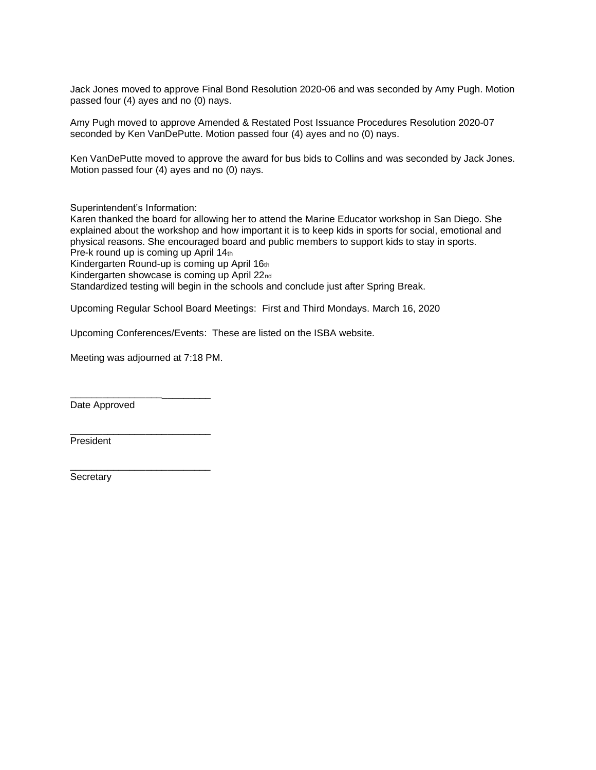Jack Jones moved to approve Final Bond Resolution 2020-06 and was seconded by Amy Pugh. Motion passed four (4) ayes and no (0) nays.

Amy Pugh moved to approve Amended & Restated Post Issuance Procedures Resolution 2020-07 seconded by Ken VanDePutte. Motion passed four (4) ayes and no (0) nays.

Ken VanDePutte moved to approve the award for bus bids to Collins and was seconded by Jack Jones. Motion passed four (4) ayes and no (0) nays.

Superintendent's Information:
Karen thanked the board for allowing her to attend the Marine Educator workshop in San Diego. She explained about the workshop and how important it is to keep kids in sports for social, emotional and physical reasons. She encouraged board and public members to support kids to stay in sports.
Pre-k round up is coming up April 14th
Kindergarten Round-up is coming up April 16th
Kindergarten showcase is coming up April 22nd
Standardized testing will begin in the schools and conclude just after Spring Break.

Upcoming Regular School Board Meetings: First and Third Mondays. March 16, 2020

Upcoming Conferences/Events: These are listed on the ISBA website.

Meeting was adjourned at 7:18 PM.

__________________________
Date Approved

__________________________
President

__________________________
Secretary